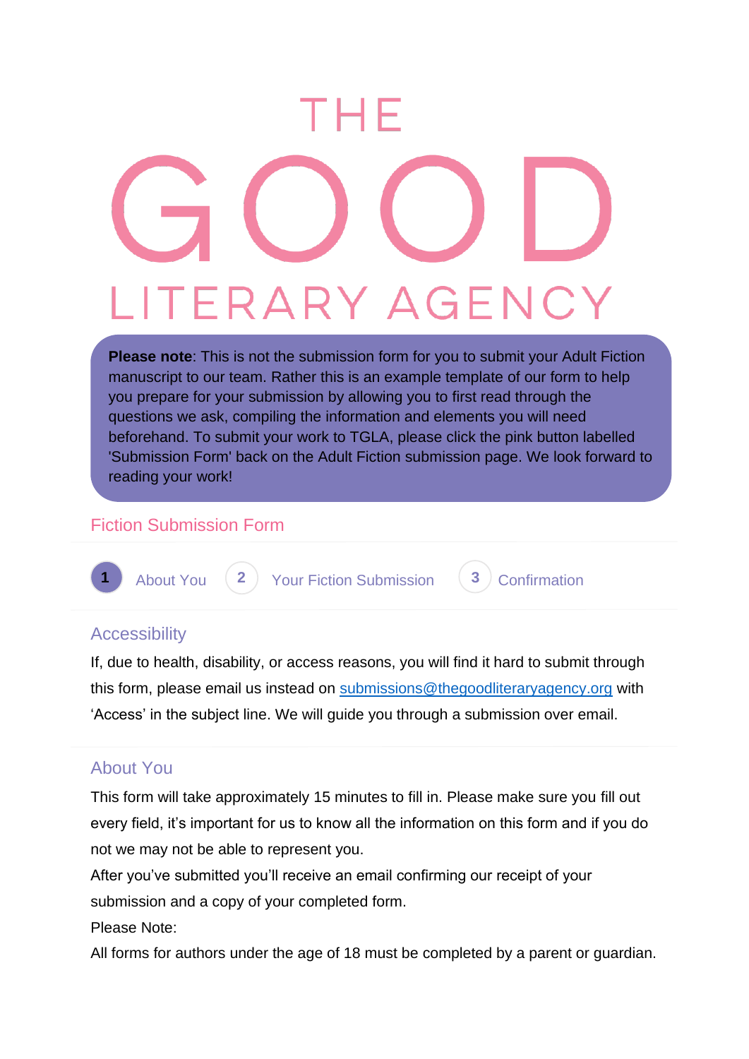# THE GOOD LITERARY AGENCY

**Please note**: This is not the submission form for you to submit your Adult Fiction manuscript to our team. Rather this is an example template of our form to help you prepare for your submission by allowing you to first read through the questions we ask, compiling the information and elements you will need beforehand. To submit your work to TGLA, please click the pink button labelled 'Submission Form' back on the Adult Fiction submission page. We look forward to reading your work!

## Fiction Submission Form

1 About You  2 Your Fiction Submission  3 Confirmation

### Accessibility

If, due to health, disability, or access reasons, you will find it hard to submit through this form, please email us instead on submissions@thegoodliteraryagency.org with 'Access' in the subject line. We will guide you through a submission over email.

### About You

This form will take approximately 15 minutes to fill in. Please make sure you fill out every field, it's important for us to know all the information on this form and if you do not we may not be able to represent you.

After you've submitted you'll receive an email confirming our receipt of your submission and a copy of your completed form.

Please Note:

All forms for authors under the age of 18 must be completed by a parent or guardian.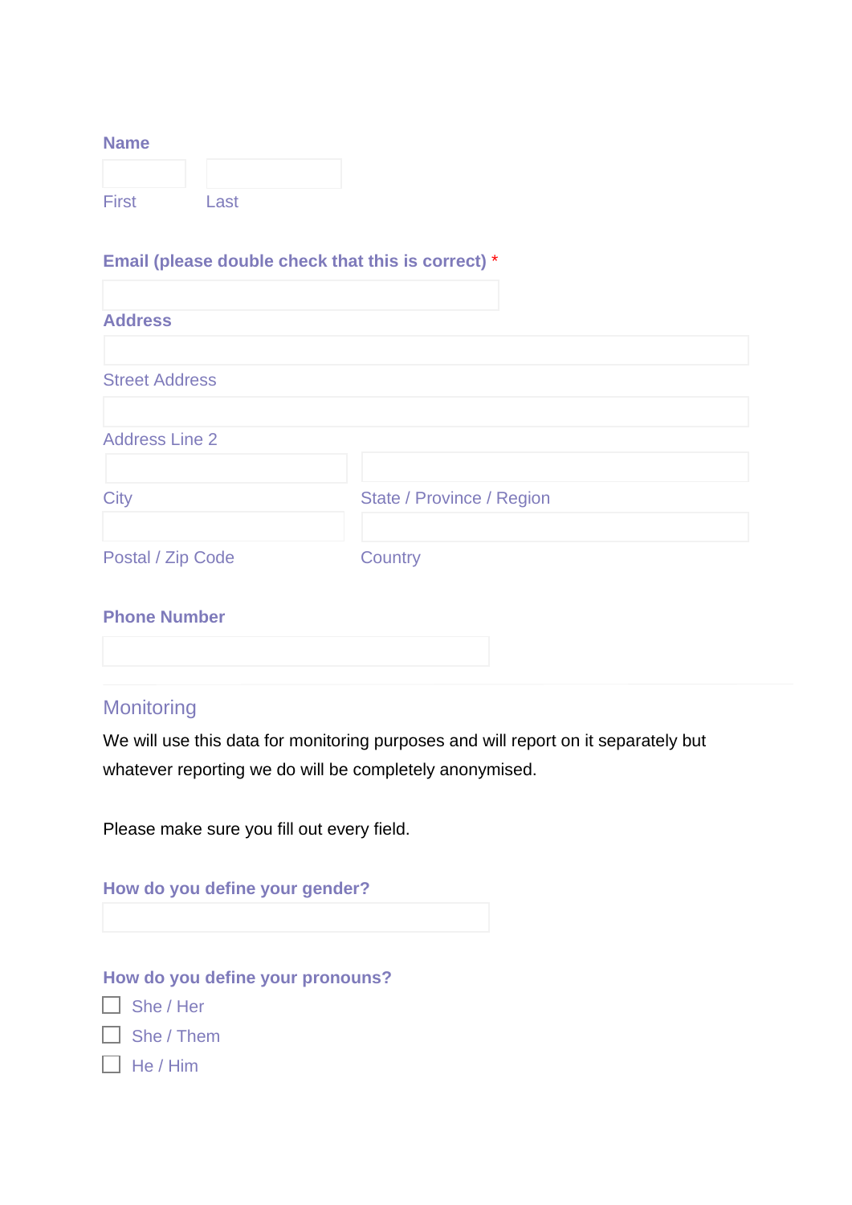**Name**

First

Last

**Email (please double check that this is correct) ***

**Address**

Street Address

Address Line 2

City

State / Province / Region

Postal / Zip Code

Country

**Phone Number**

## Monitoring

We will use this data for monitoring purposes and will report on it separately but whatever reporting we do will be completely anonymised.

Please make sure you fill out every field.

**How do you define your gender?**

**How do you define your pronouns?**

- [ ] She / Her
- [ ] She / Them
- [ ] He / Him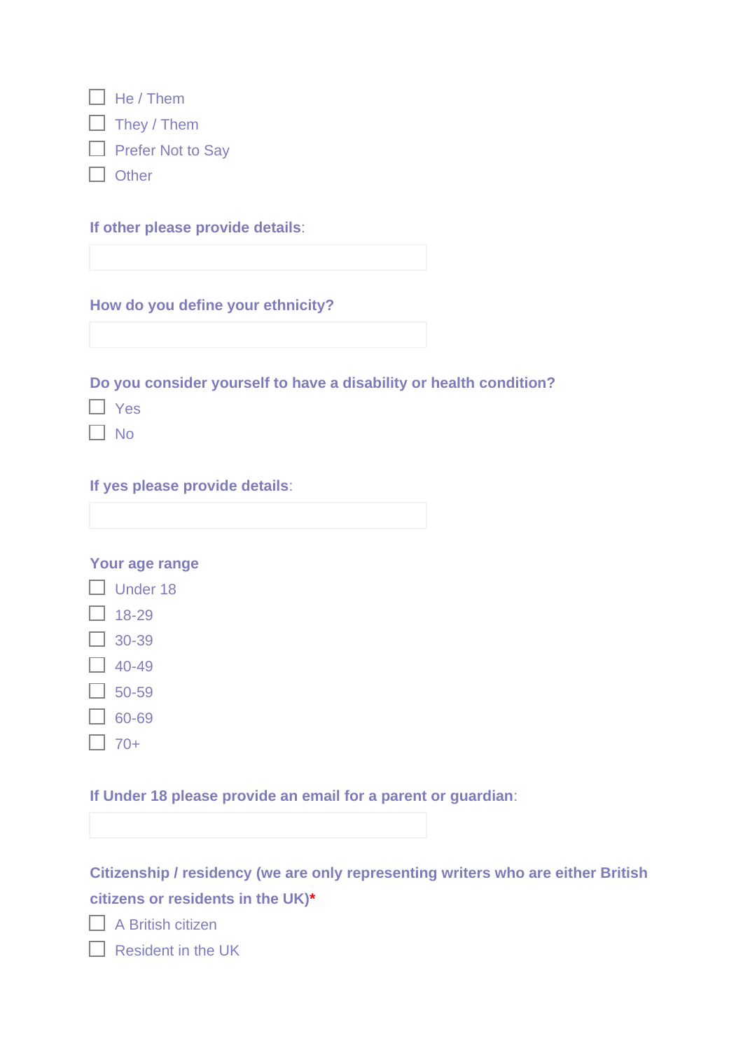- ☐ He / Them
- ☐ They / Them
- ☐ Prefer Not to Say
- ☐ Other

**If other please provide details**:

\_\_\_\_\_\_\_\_\_\_\_\_\_\_\_\_\_\_\_\_\_\_\_\_\_\_\_\_\_\_

**How do you define your ethnicity?**

\_\_\_\_\_\_\_\_\_\_\_\_\_\_\_\_\_\_\_\_\_\_\_\_\_\_\_\_\_\_

**Do you consider yourself to have a disability or health condition?**

- ☐ Yes
- ☐ No

**If yes please provide details**:

\_\_\_\_\_\_\_\_\_\_\_\_\_\_\_\_\_\_\_\_\_\_\_\_\_\_\_\_\_\_

**Your age range**

- ☐ Under 18
- ☐ 18-29
- ☐ 30-39
- ☐ 40-49
- ☐ 50-59
- ☐ 60-69
- ☐ 70+

**If Under 18 please provide an email for a parent or guardian**:

\_\_\_\_\_\_\_\_\_\_\_\_\_\_\_\_\_\_\_\_\_\_\_\_\_\_\_\_\_\_

**Citizenship / residency (we are only representing writers who are either British citizens or residents in the UK)***

- ☐ A British citizen
- ☐ Resident in the UK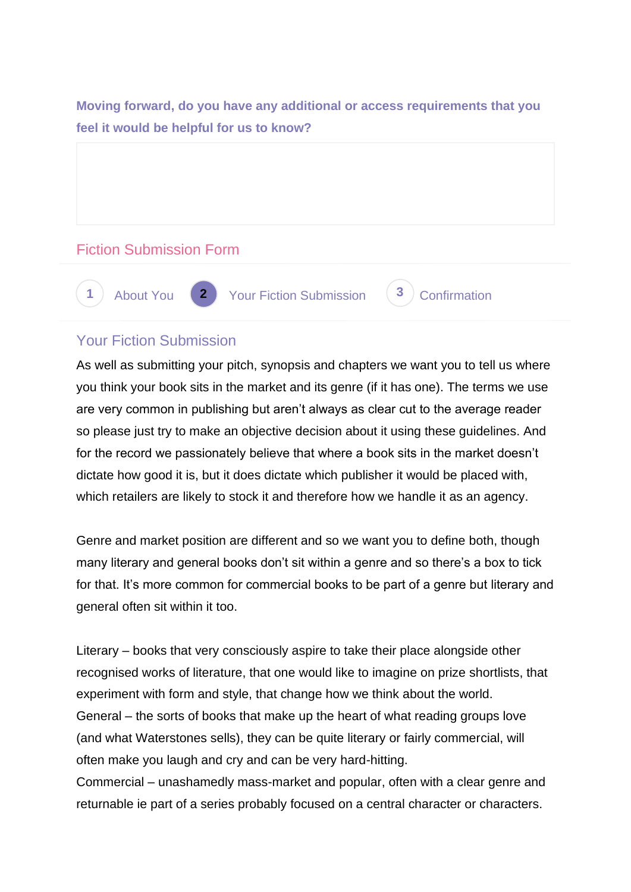**Moving forward, do you have any additional or access requirements that you feel it would be helpful for us to know?**

## Fiction Submission Form

1 About You 2 Your Fiction Submission 3 Confirmation

### Your Fiction Submission

As well as submitting your pitch, synopsis and chapters we want you to tell us where you think your book sits in the market and its genre (if it has one). The terms we use are very common in publishing but aren't always as clear cut to the average reader so please just try to make an objective decision about it using these guidelines. And for the record we passionately believe that where a book sits in the market doesn't dictate how good it is, but it does dictate which publisher it would be placed with, which retailers are likely to stock it and therefore how we handle it as an agency.

Genre and market position are different and so we want you to define both, though many literary and general books don't sit within a genre and so there's a box to tick for that. It's more common for commercial books to be part of a genre but literary and general often sit within it too.

Literary – books that very consciously aspire to take their place alongside other recognised works of literature, that one would like to imagine on prize shortlists, that experiment with form and style, that change how we think about the world.
General – the sorts of books that make up the heart of what reading groups love (and what Waterstones sells), they can be quite literary or fairly commercial, will often make you laugh and cry and can be very hard-hitting.
Commercial – unashamedly mass-market and popular, often with a clear genre and returnable ie part of a series probably focused on a central character or characters.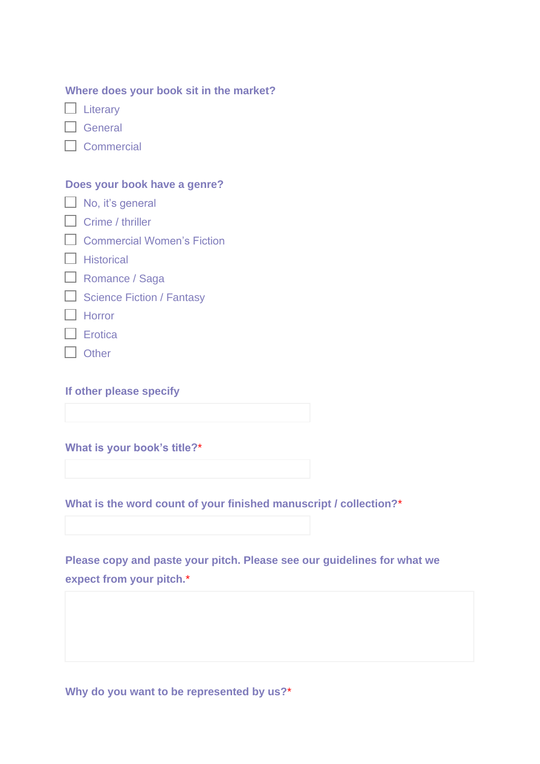**Where does your book sit in the market?**

- [ ] Literary
- [ ] General
- [ ] Commercial

**Does your book have a genre?**

- [ ] No, it's general
- [ ] Crime / thriller
- [ ] Commercial Women's Fiction
- [ ] Historical
- [ ] Romance / Saga
- [ ] Science Fiction / Fantasy
- [ ] Horror
- [ ] Erotica
- [ ] Other

**If other please specify**

**What is your book's title?***

**What is the word count of your finished manuscript / collection?***

**Please copy and paste your pitch. Please see our guidelines for what we expect from your pitch.***

**Why do you want to be represented by us?***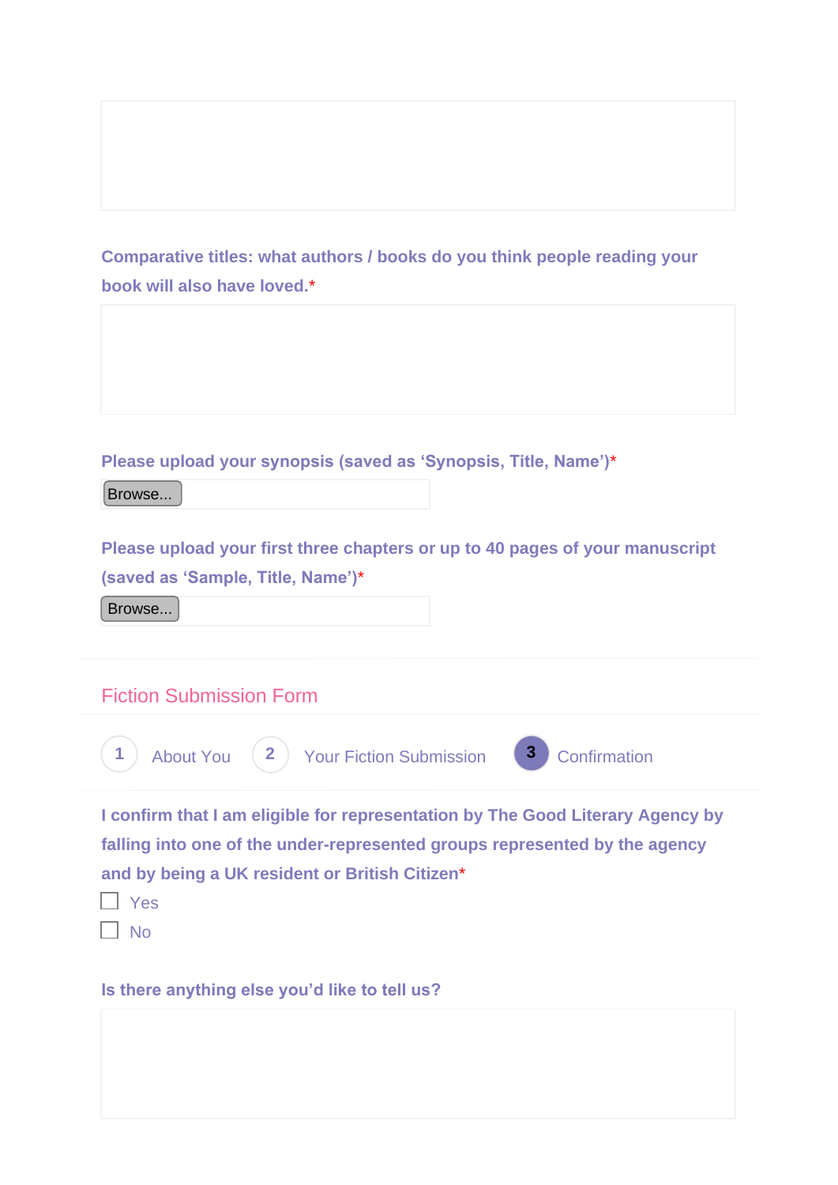Comparative titles: what authors / books do you think people reading your book will also have loved.*

Please upload your synopsis (saved as ‘Synopsis, Title, Name’)*

Browse...

Please upload your first three chapters or up to 40 pages of your manuscript (saved as ‘Sample, Title, Name’)*

Browse...

## Fiction Submission Form

1 About You 2 Your Fiction Submission 3 Confirmation

I confirm that I am eligible for representation by The Good Literary Agency by falling into one of the under-represented groups represented by the agency and by being a UK resident or British Citizen*

- [ ] Yes
- [ ] No

Is there anything else you’d like to tell us?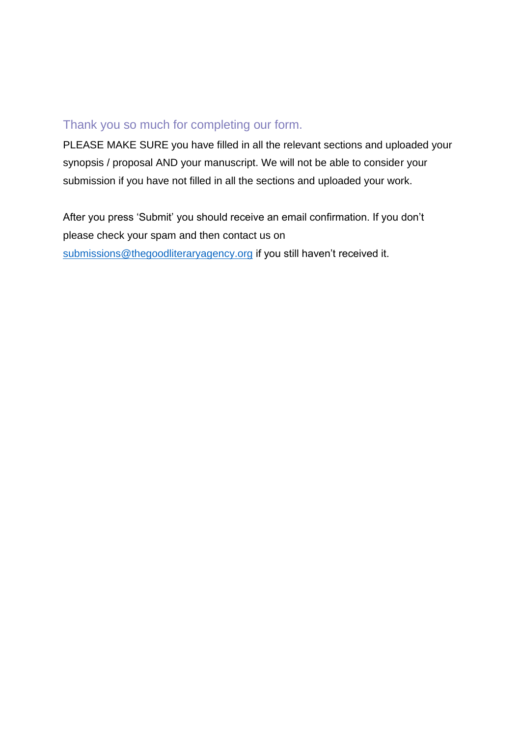## Thank you so much for completing our form.

PLEASE MAKE SURE you have filled in all the relevant sections and uploaded your synopsis / proposal AND your manuscript. We will not be able to consider your submission if you have not filled in all the sections and uploaded your work.

After you press 'Submit' you should receive an email confirmation. If you don't please check your spam and then contact us on submissions@thegoodliteraryagency.org if you still haven't received it.